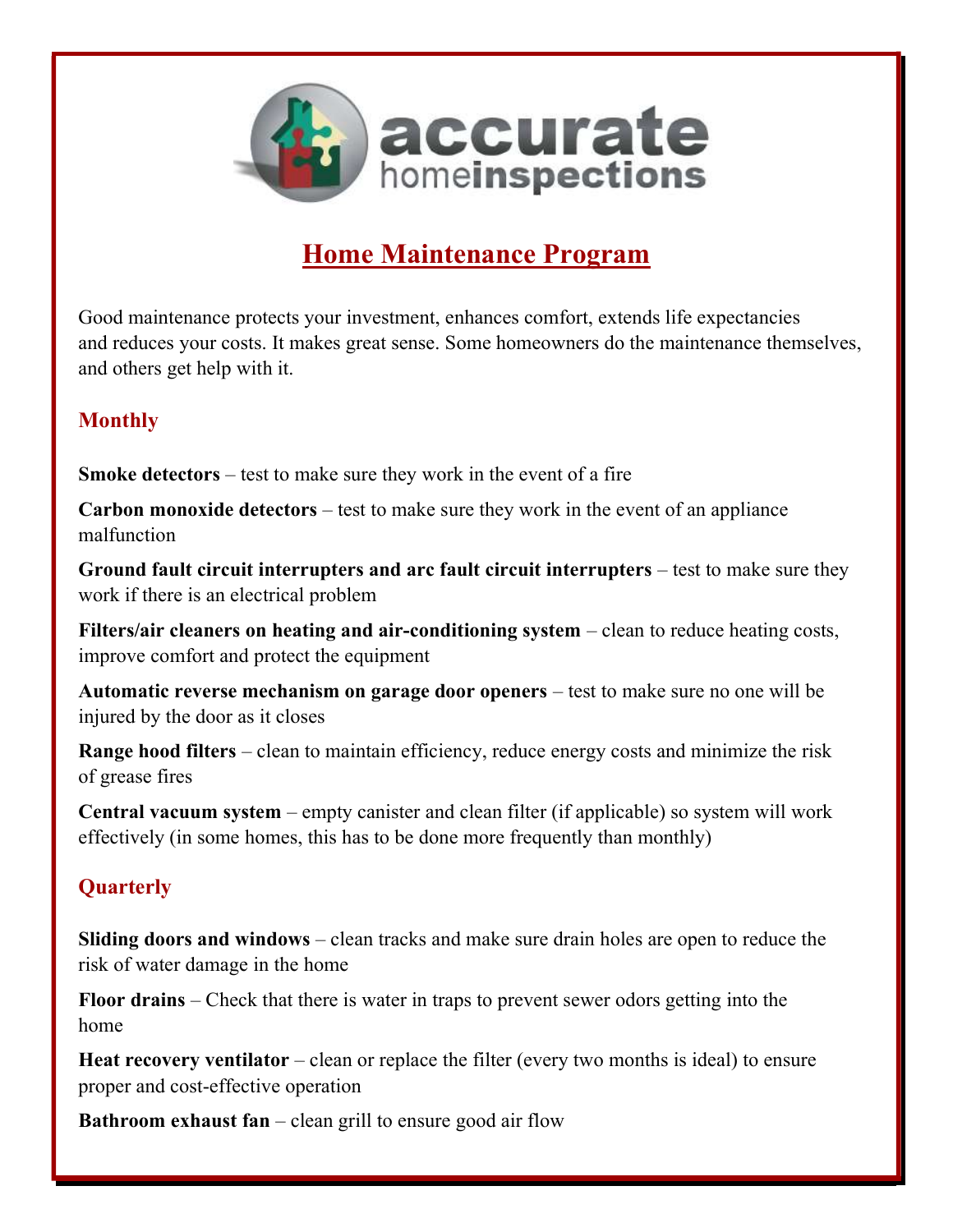accurate homeinspections

# Home Maintenance Program

Good maintenance protects your investment, enhances comfort, extends life expectancies and reduces your costs. It makes great sense. Some homeowners do the maintenance themselves, and others get help with it.

## Monthly

**Smoke detectors** – test to make sure they work in the event of a fire

**Carbon monoxide detectors** – test to make sure they work in the event of an appliance malfunction

**Ground fault circuit interrupters and arc fault circuit interrupters** – test to make sure they work if there is an electrical problem

**Filters/air cleaners on heating and air-conditioning system** – clean to reduce heating costs, improve comfort and protect the equipment

**Automatic reverse mechanism on garage door openers** – test to make sure no one will be injured by the door as it closes

**Range hood filters** – clean to maintain efficiency, reduce energy costs and minimize the risk of grease fires

**Central vacuum system** – empty canister and clean filter (if applicable) so system will work effectively (in some homes, this has to be done more frequently than monthly)

## Quarterly

**Sliding doors and windows** – clean tracks and make sure drain holes are open to reduce the risk of water damage in the home

**Floor drains** – Check that there is water in traps to prevent sewer odors getting into the home

**Heat recovery ventilator** – clean or replace the filter (every two months is ideal) to ensure proper and cost-effective operation

**Bathroom exhaust fan** – clean grill to ensure good air flow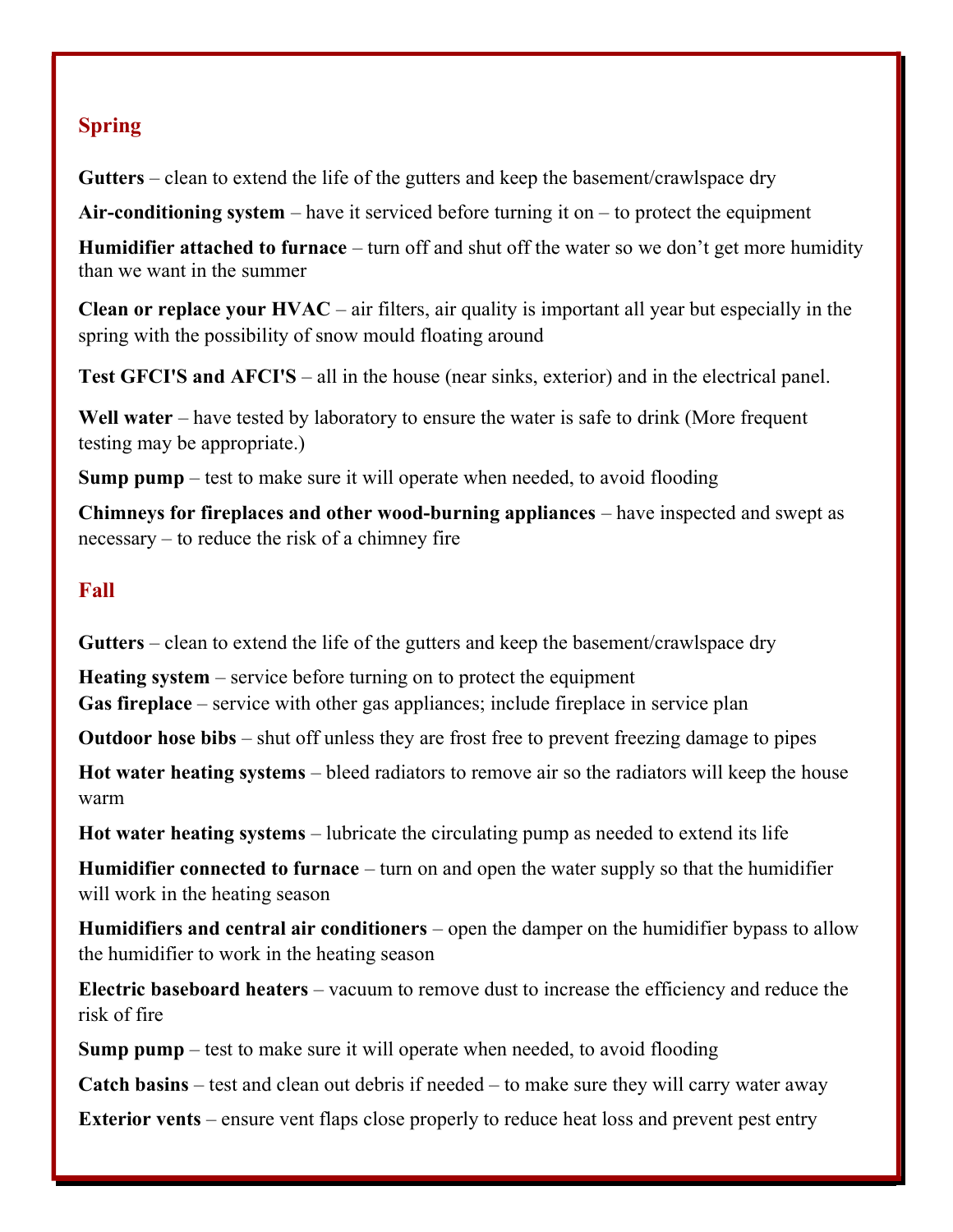## Spring

**Gutters** – clean to extend the life of the gutters and keep the basement/crawlspace dry

**Air-conditioning system** – have it serviced before turning it on – to protect the equipment

**Humidifier attached to furnace** – turn off and shut off the water so we don't get more humidity than we want in the summer

**Clean or replace your HVAC** – air filters, air quality is important all year but especially in the spring with the possibility of snow mould floating around

**Test GFCI'S and AFCI'S** – all in the house (near sinks, exterior) and in the electrical panel.

**Well water** – have tested by laboratory to ensure the water is safe to drink (More frequent testing may be appropriate.)

**Sump pump** – test to make sure it will operate when needed, to avoid flooding

**Chimneys for fireplaces and other wood-burning appliances** – have inspected and swept as necessary – to reduce the risk of a chimney fire

## Fall

**Gutters** – clean to extend the life of the gutters and keep the basement/crawlspace dry

**Heating system** – service before turning on to protect the equipment
**Gas fireplace** – service with other gas appliances; include fireplace in service plan

**Outdoor hose bibs** – shut off unless they are frost free to prevent freezing damage to pipes

**Hot water heating systems** – bleed radiators to remove air so the radiators will keep the house warm

**Hot water heating systems** – lubricate the circulating pump as needed to extend its life

**Humidifier connected to furnace** – turn on and open the water supply so that the humidifier will work in the heating season

**Humidifiers and central air conditioners** – open the damper on the humidifier bypass to allow the humidifier to work in the heating season

**Electric baseboard heaters** – vacuum to remove dust to increase the efficiency and reduce the risk of fire

**Sump pump** – test to make sure it will operate when needed, to avoid flooding

**Catch basins** – test and clean out debris if needed – to make sure they will carry water away

**Exterior vents** – ensure vent flaps close properly to reduce heat loss and prevent pest entry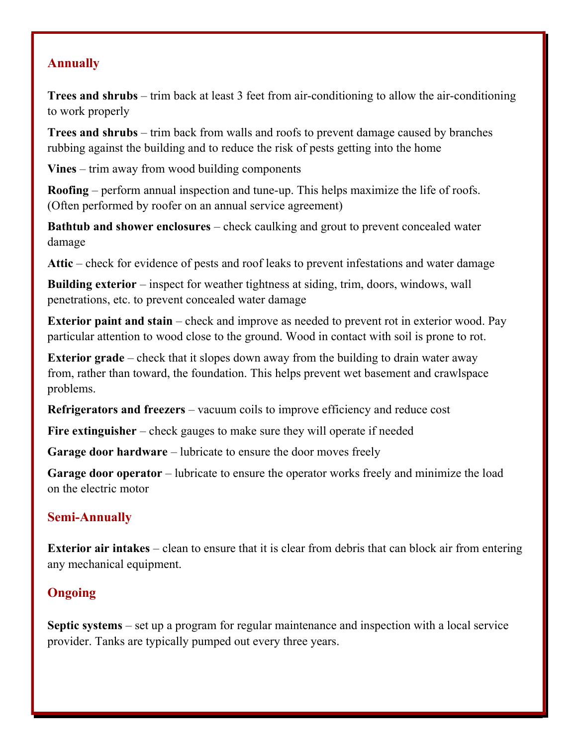## Annually

**Trees and shrubs** – trim back at least 3 feet from air-conditioning to allow the air-conditioning to work properly

**Trees and shrubs** – trim back from walls and roofs to prevent damage caused by branches rubbing against the building and to reduce the risk of pests getting into the home

**Vines** – trim away from wood building components

**Roofing** – perform annual inspection and tune-up. This helps maximize the life of roofs. (Often performed by roofer on an annual service agreement)

**Bathtub and shower enclosures** – check caulking and grout to prevent concealed water damage

**Attic** – check for evidence of pests and roof leaks to prevent infestations and water damage

**Building exterior** – inspect for weather tightness at siding, trim, doors, windows, wall penetrations, etc. to prevent concealed water damage

**Exterior paint and stain** – check and improve as needed to prevent rot in exterior wood. Pay particular attention to wood close to the ground. Wood in contact with soil is prone to rot.

**Exterior grade** – check that it slopes down away from the building to drain water away from, rather than toward, the foundation. This helps prevent wet basement and crawlspace problems.

**Refrigerators and freezers** – vacuum coils to improve efficiency and reduce cost

**Fire extinguisher** – check gauges to make sure they will operate if needed

**Garage door hardware** – lubricate to ensure the door moves freely

**Garage door operator** – lubricate to ensure the operator works freely and minimize the load on the electric motor

## Semi-Annually

**Exterior air intakes** – clean to ensure that it is clear from debris that can block air from entering any mechanical equipment.

## Ongoing

**Septic systems** – set up a program for regular maintenance and inspection with a local service provider. Tanks are typically pumped out every three years.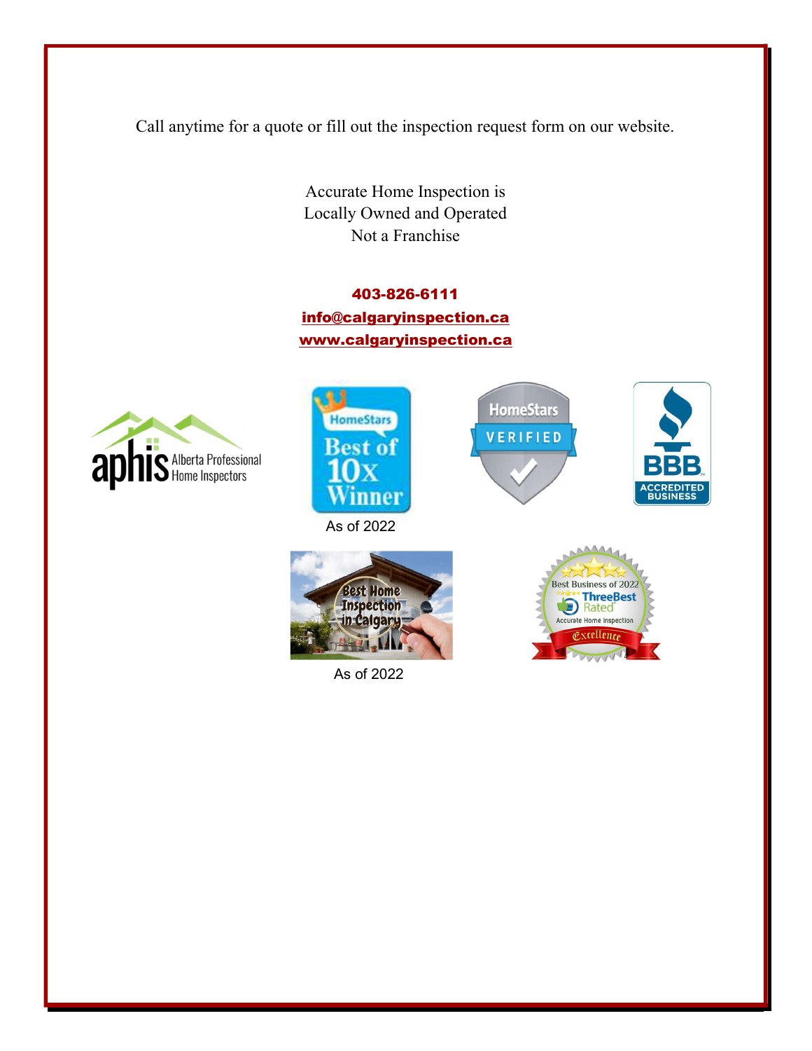Call anytime for a quote or fill out the inspection request form on our website.

Accurate Home Inspection is
Locally Owned and Operated
Not a Franchise

**403-826-6111**
**[info@calgaryinspection.ca](mailto:info@calgaryinspection.ca)**
**[www.calgaryinspection.ca](http://www.calgaryinspection.ca)**

As of 2022

As of 2022